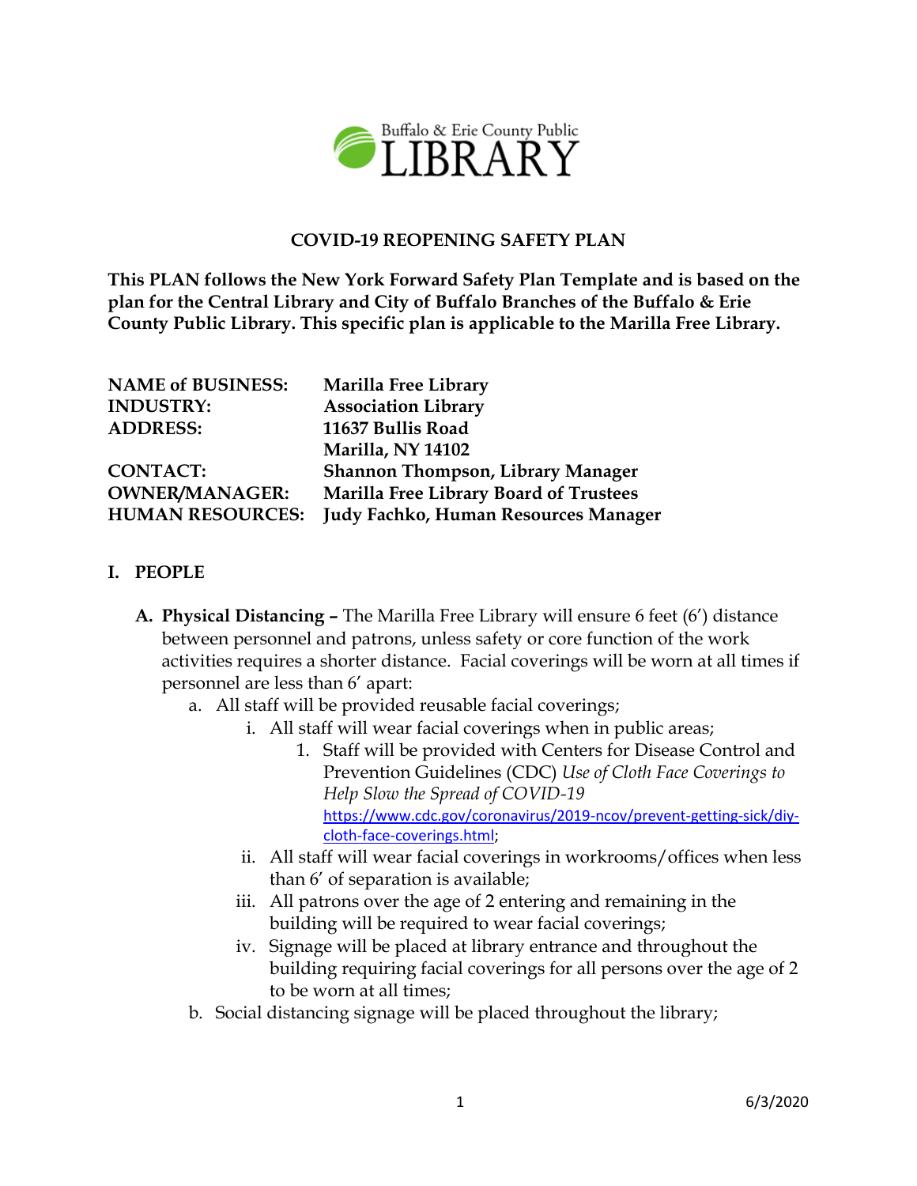Buffalo & Erie County Public LIBRARY

# COVID-19 REOPENING SAFETY PLAN

**This PLAN follows the New York Forward Safety Plan Template and is based on the plan for the Central Library and City of Buffalo Branches of the Buffalo & Erie County Public Library. This specific plan is applicable to the Marilla Free Library.**

| | |
|---|---|
| **NAME of BUSINESS:** | **Marilla Free Library** |
| **INDUSTRY:** | **Association Library** |
| **ADDRESS:** | **11637 Bullis Road** |
| | **Marilla, NY 14102** |
| **CONTACT:** | **Shannon Thompson, Library Manager** |
| **OWNER/MANAGER:** | **Marilla Free Library Board of Trustees** |
| **HUMAN RESOURCES:** | **Judy Fachko, Human Resources Manager** |

## I. PEOPLE

**A. Physical Distancing –** The Marilla Free Library will ensure 6 feet (6′) distance between personnel and patrons, unless safety or core function of the work activities requires a shorter distance. Facial coverings will be worn at all times if personnel are less than 6′ apart:

a. All staff will be provided reusable facial coverings;

  i. All staff will wear facial coverings when in public areas;

    1. Staff will be provided with Centers for Disease Control and Prevention Guidelines (CDC) *Use of Cloth Face Coverings to Help Slow the Spread of COVID-19* https://www.cdc.gov/coronavirus/2019-ncov/prevent-getting-sick/diy-cloth-face-coverings.html;

  ii. All staff will wear facial coverings in workrooms/offices when less than 6′ of separation is available;

  iii. All patrons over the age of 2 entering and remaining in the building will be required to wear facial coverings;

  iv. Signage will be placed at library entrance and throughout the building requiring facial coverings for all persons over the age of 2 to be worn at all times;

b. Social distancing signage will be placed throughout the library;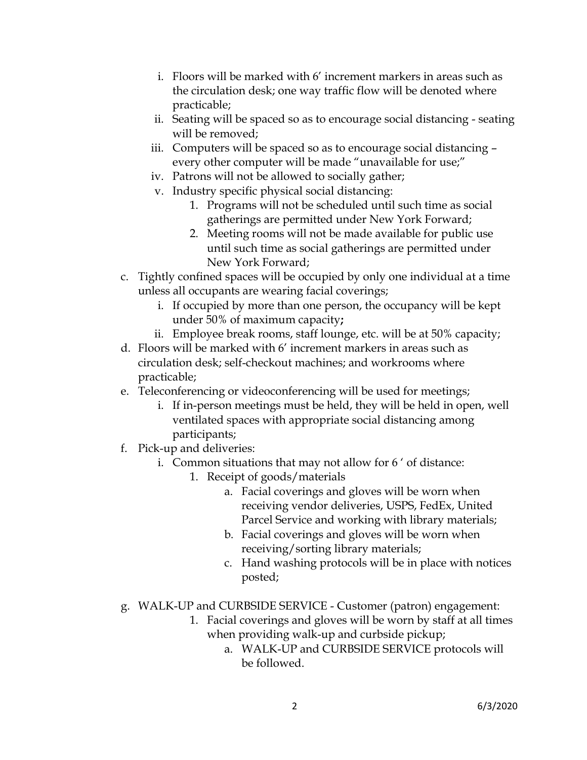i. Floors will be marked with 6′ increment markers in areas such as the circulation desk; one way traffic flow will be denoted where practicable;
   ii. Seating will be spaced so as to encourage social distancing - seating will be removed;
   iii. Computers will be spaced so as to encourage social distancing – every other computer will be made "unavailable for use;"
   iv. Patrons will not be allowed to socially gather;
   v. Industry specific physical social distancing:
      1. Programs will not be scheduled until such time as social gatherings are permitted under New York Forward;
      2. Meeting rooms will not be made available for public use until such time as social gatherings are permitted under New York Forward;

c. Tightly confined spaces will be occupied by only one individual at a time unless all occupants are wearing facial coverings;
   i. If occupied by more than one person, the occupancy will be kept under 50% of maximum capacity**;**
   ii. Employee break rooms, staff lounge, etc. will be at 50% capacity;

d. Floors will be marked with 6′ increment markers in areas such as circulation desk; self-checkout machines; and workrooms where practicable;

e. Teleconferencing or videoconferencing will be used for meetings;
   i. If in-person meetings must be held, they will be held in open, well ventilated spaces with appropriate social distancing among participants;

f. Pick-up and deliveries:
   i. Common situations that may not allow for 6 ′ of distance:
      1. Receipt of goods/materials
         a. Facial coverings and gloves will be worn when receiving vendor deliveries, USPS, FedEx, United Parcel Service and working with library materials;
         b. Facial coverings and gloves will be worn when receiving/sorting library materials;
         c. Hand washing protocols will be in place with notices posted;

g. WALK-UP and CURBSIDE SERVICE - Customer (patron) engagement:
      1. Facial coverings and gloves will be worn by staff at all times when providing walk-up and curbside pickup;
         a. WALK-UP and CURBSIDE SERVICE protocols will be followed.

6/3/2020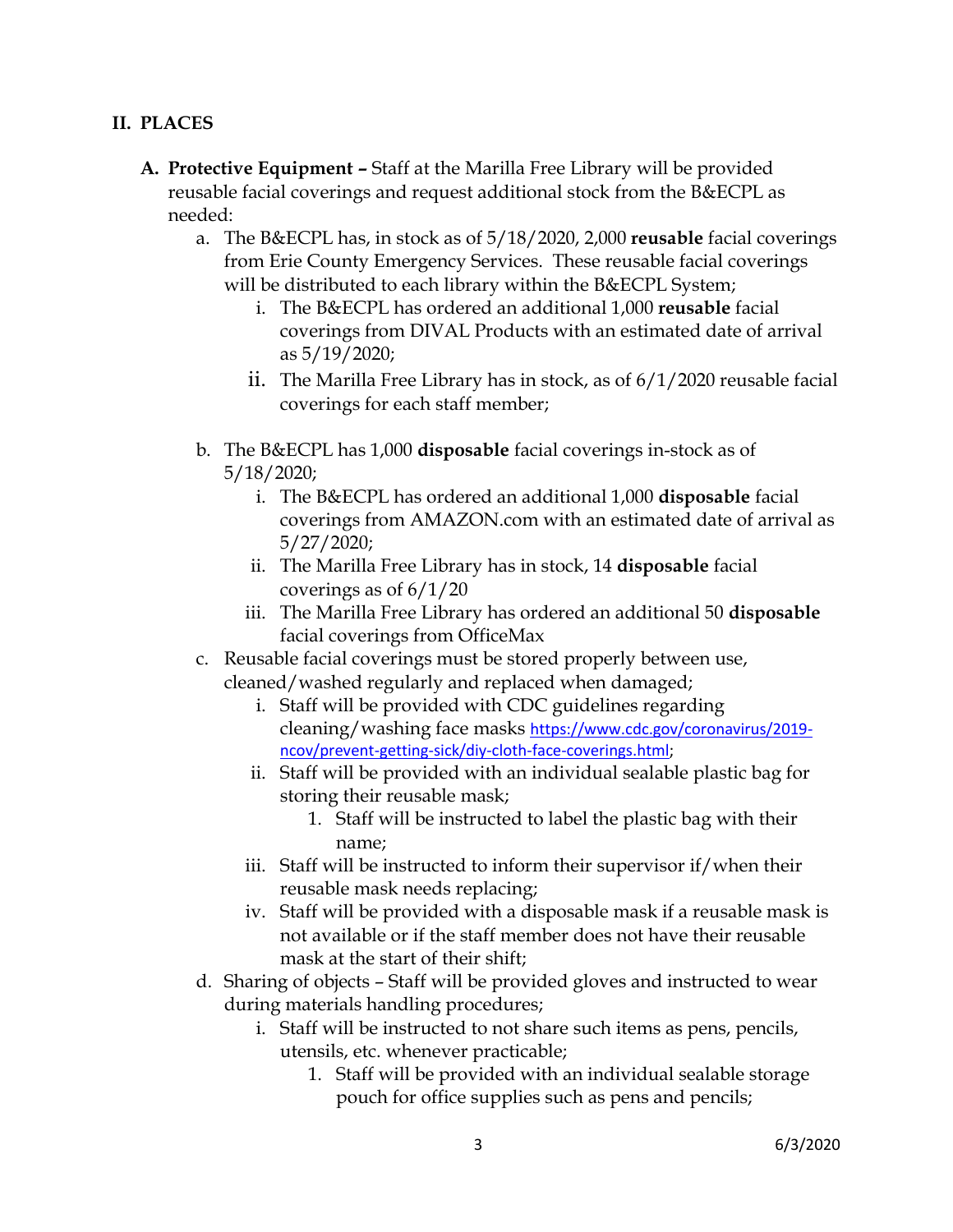## II. PLACES

**A. Protective Equipment –** Staff at the Marilla Free Library will be provided reusable facial coverings and request additional stock from the B&ECPL as needed:

a. The B&ECPL has, in stock as of 5/18/2020, 2,000 **reusable** facial coverings from Erie County Emergency Services. These reusable facial coverings will be distributed to each library within the B&ECPL System;

   i. The B&ECPL has ordered an additional 1,000 **reusable** facial coverings from DIVAL Products with an estimated date of arrival as 5/19/2020;

   ii. The Marilla Free Library has in stock, as of 6/1/2020 reusable facial coverings for each staff member;

b. The B&ECPL has 1,000 **disposable** facial coverings in-stock as of 5/18/2020;

   i. The B&ECPL has ordered an additional 1,000 **disposable** facial coverings from AMAZON.com with an estimated date of arrival as 5/27/2020;

   ii. The Marilla Free Library has in stock, 14 **disposable** facial coverings as of 6/1/20

   iii. The Marilla Free Library has ordered an additional 50 **disposable** facial coverings from OfficeMax

c. Reusable facial coverings must be stored properly between use, cleaned/washed regularly and replaced when damaged;

   i. Staff will be provided with CDC guidelines regarding cleaning/washing face masks https://www.cdc.gov/coronavirus/2019-ncov/prevent-getting-sick/diy-cloth-face-coverings.html;

   ii. Staff will be provided with an individual sealable plastic bag for storing their reusable mask;

      1. Staff will be instructed to label the plastic bag with their name;

   iii. Staff will be instructed to inform their supervisor if/when their reusable mask needs replacing;

   iv. Staff will be provided with a disposable mask if a reusable mask is not available or if the staff member does not have their reusable mask at the start of their shift;

d. Sharing of objects – Staff will be provided gloves and instructed to wear during materials handling procedures;

   i. Staff will be instructed to not share such items as pens, pencils, utensils, etc. whenever practicable;

      1. Staff will be provided with an individual sealable storage pouch for office supplies such as pens and pencils;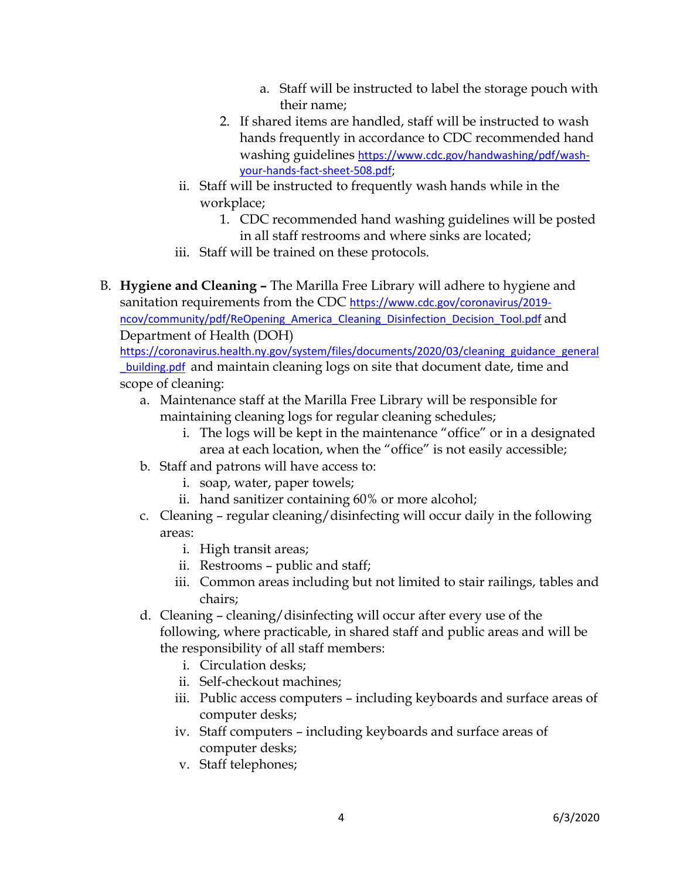a. Staff will be instructed to label the storage pouch with their name;

      2. If shared items are handled, staff will be instructed to wash hands frequently in accordance to CDC recommended hand washing guidelines https://www.cdc.gov/handwashing/pdf/wash-your-hands-fact-sheet-508.pdf;

   ii. Staff will be instructed to frequently wash hands while in the workplace;

      1. CDC recommended hand washing guidelines will be posted in all staff restrooms and where sinks are located;

   iii. Staff will be trained on these protocols.

B. **Hygiene and Cleaning –** The Marilla Free Library will adhere to hygiene and sanitation requirements from the CDC https://www.cdc.gov/coronavirus/2019-ncov/community/pdf/ReOpening_America_Cleaning_Disinfection_Decision_Tool.pdf and Department of Health (DOH) https://coronavirus.health.ny.gov/system/files/documents/2020/03/cleaning_guidance_general_building.pdf and maintain cleaning logs on site that document date, time and scope of cleaning:

   a. Maintenance staff at the Marilla Free Library will be responsible for maintaining cleaning logs for regular cleaning schedules;

      i. The logs will be kept in the maintenance "office" or in a designated area at each location, when the "office" is not easily accessible;

   b. Staff and patrons will have access to:

      i. soap, water, paper towels;
      ii. hand sanitizer containing 60% or more alcohol;

   c. Cleaning – regular cleaning/disinfecting will occur daily in the following areas:

      i. High transit areas;
      ii. Restrooms – public and staff;
      iii. Common areas including but not limited to stair railings, tables and chairs;

   d. Cleaning – cleaning/disinfecting will occur after every use of the following, where practicable, in shared staff and public areas and will be the responsibility of all staff members:

      i. Circulation desks;
      ii. Self-checkout machines;
      iii. Public access computers – including keyboards and surface areas of computer desks;
      iv. Staff computers – including keyboards and surface areas of computer desks;
      v. Staff telephones;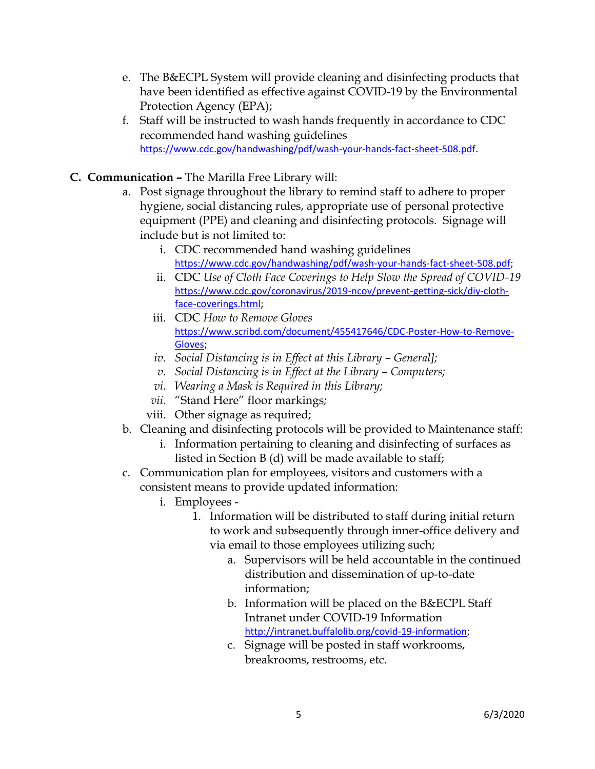e. The B&ECPL System will provide cleaning and disinfecting products that have been identified as effective against COVID-19 by the Environmental Protection Agency (EPA);

f. Staff will be instructed to wash hands frequently in accordance to CDC recommended hand washing guidelines https://www.cdc.gov/handwashing/pdf/wash-your-hands-fact-sheet-508.pdf.

**C. Communication –** The Marilla Free Library will:

a. Post signage throughout the library to remind staff to adhere to proper hygiene, social distancing rules, appropriate use of personal protective equipment (PPE) and cleaning and disinfecting protocols. Signage will include but is not limited to:

   i. CDC recommended hand washing guidelines https://www.cdc.gov/handwashing/pdf/wash-your-hands-fact-sheet-508.pdf;

   ii. CDC *Use of Cloth Face Coverings to Help Slow the Spread of COVID-19* https://www.cdc.gov/coronavirus/2019-ncov/prevent-getting-sick/diy-cloth-face-coverings.html;

   iii. CDC *How to Remove Gloves* https://www.scribd.com/document/455417646/CDC-Poster-How-to-Remove-Gloves;

   *iv. Social Distancing is in Effect at this Library – General];*

   *v. Social Distancing is in Effect at the Library – Computers;*

   *vi. Wearing a Mask is Required in this Library;*

   *vii.* "Stand Here" floor markings*;*

   viii. Other signage as required;

b. Cleaning and disinfecting protocols will be provided to Maintenance staff:

   i. Information pertaining to cleaning and disinfecting of surfaces as listed in Section B (d) will be made available to staff;

c. Communication plan for employees, visitors and customers with a consistent means to provide updated information:

   i. Employees -

      1. Information will be distributed to staff during initial return to work and subsequently through inner-office delivery and via email to those employees utilizing such;

         a. Supervisors will be held accountable in the continued distribution and dissemination of up-to-date information;

         b. Information will be placed on the B&ECPL Staff Intranet under COVID-19 Information http://intranet.buffalolib.org/covid-19-information;

         c. Signage will be posted in staff workrooms, breakrooms, restrooms, etc.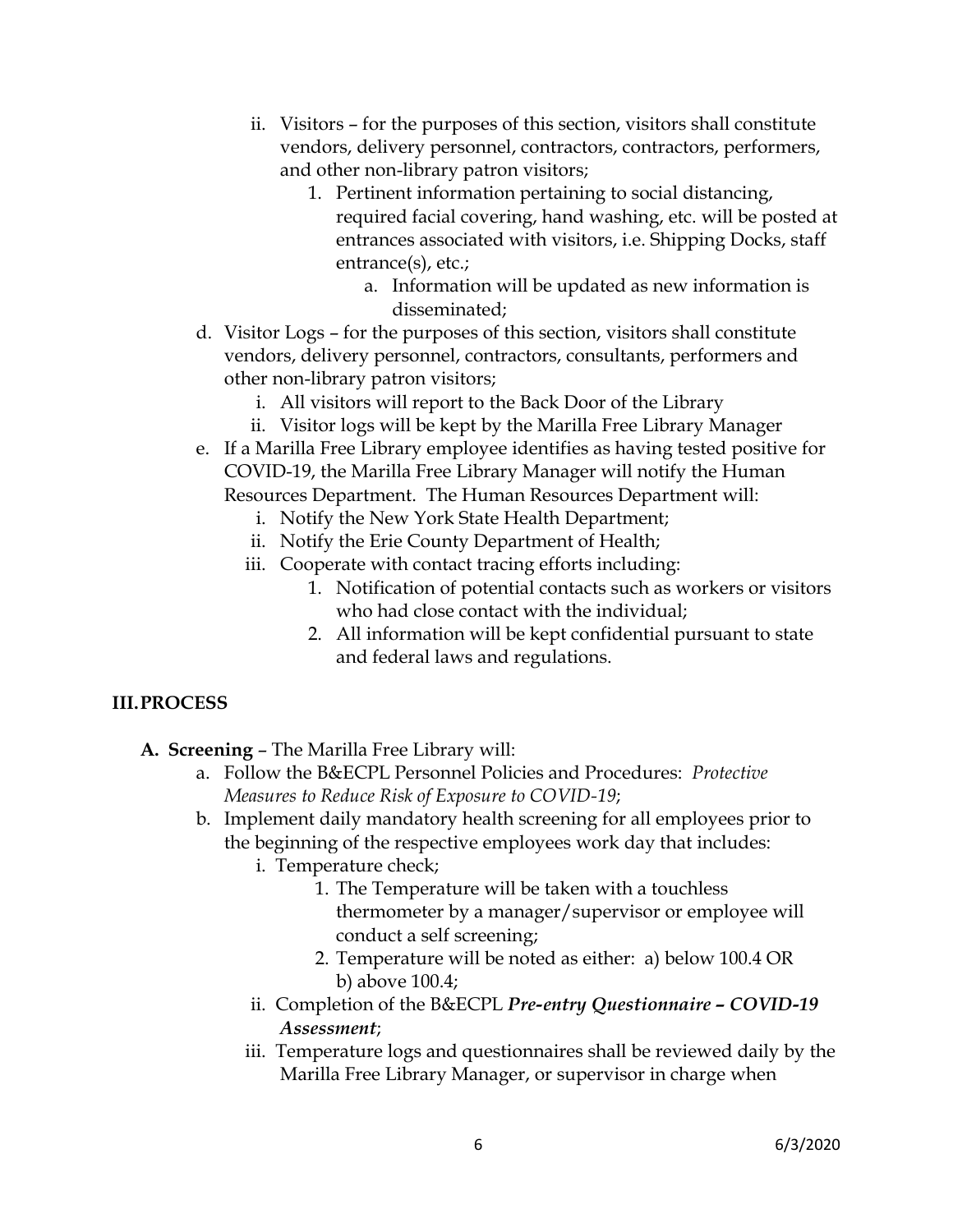ii. Visitors – for the purposes of this section, visitors shall constitute vendors, delivery personnel, contractors, contractors, performers, and other non-library patron visitors;

1. Pertinent information pertaining to social distancing, required facial covering, hand washing, etc. will be posted at entrances associated with visitors, i.e. Shipping Docks, staff entrance(s), etc.;
   a. Information will be updated as new information is disseminated;

d. Visitor Logs – for the purposes of this section, visitors shall constitute vendors, delivery personnel, contractors, consultants, performers and other non-library patron visitors;

i. All visitors will report to the Back Door of the Library
ii. Visitor logs will be kept by the Marilla Free Library Manager

e. If a Marilla Free Library employee identifies as having tested positive for COVID-19, the Marilla Free Library Manager will notify the Human Resources Department. The Human Resources Department will:

i. Notify the New York State Health Department;
ii. Notify the Erie County Department of Health;
iii. Cooperate with contact tracing efforts including:
   1. Notification of potential contacts such as workers or visitors who had close contact with the individual;
   2. All information will be kept confidential pursuant to state and federal laws and regulations.

## III. PROCESS

**A. Screening** – The Marilla Free Library will:

a. Follow the B&ECPL Personnel Policies and Procedures: *Protective Measures to Reduce Risk of Exposure to COVID-19*;

b. Implement daily mandatory health screening for all employees prior to the beginning of the respective employees work day that includes:

i. Temperature check;
   1. The Temperature will be taken with a touchless thermometer by a manager/supervisor or employee will conduct a self screening;
   2. Temperature will be noted as either: a) below 100.4 OR b) above 100.4;
ii. Completion of the B&ECPL ***Pre-entry Questionnaire – COVID-19 Assessment***;
iii. Temperature logs and questionnaires shall be reviewed daily by the Marilla Free Library Manager, or supervisor in charge when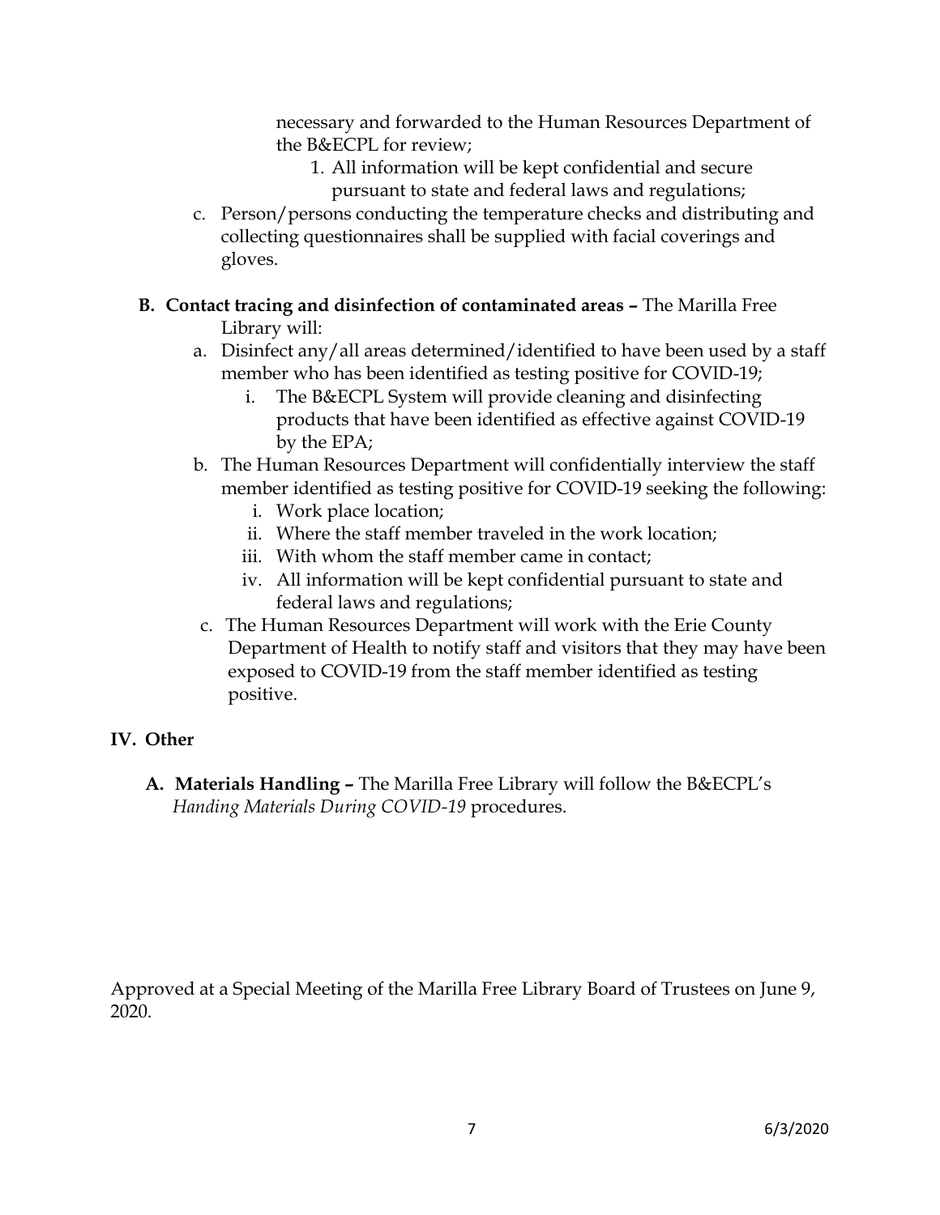necessary and forwarded to the Human Resources Department of the B&ECPL for review;

1. All information will be kept confidential and secure pursuant to state and federal laws and regulations;

c. Person/persons conducting the temperature checks and distributing and collecting questionnaires shall be supplied with facial coverings and gloves.

**B. Contact tracing and disinfection of contaminated areas –** The Marilla Free Library will:

a. Disinfect any/all areas determined/identified to have been used by a staff member who has been identified as testing positive for COVID-19;
   - i. The B&ECPL System will provide cleaning and disinfecting products that have been identified as effective against COVID-19 by the EPA;

b. The Human Resources Department will confidentially interview the staff member identified as testing positive for COVID-19 seeking the following:
   - i. Work place location;
   - ii. Where the staff member traveled in the work location;
   - iii. With whom the staff member came in contact;
   - iv. All information will be kept confidential pursuant to state and federal laws and regulations;

c. The Human Resources Department will work with the Erie County Department of Health to notify staff and visitors that they may have been exposed to COVID-19 from the staff member identified as testing positive.

## IV. Other

**A. Materials Handling –** The Marilla Free Library will follow the B&ECPL's *Handing Materials During COVID-19* procedures.

Approved at a Special Meeting of the Marilla Free Library Board of Trustees on June 9, 2020.